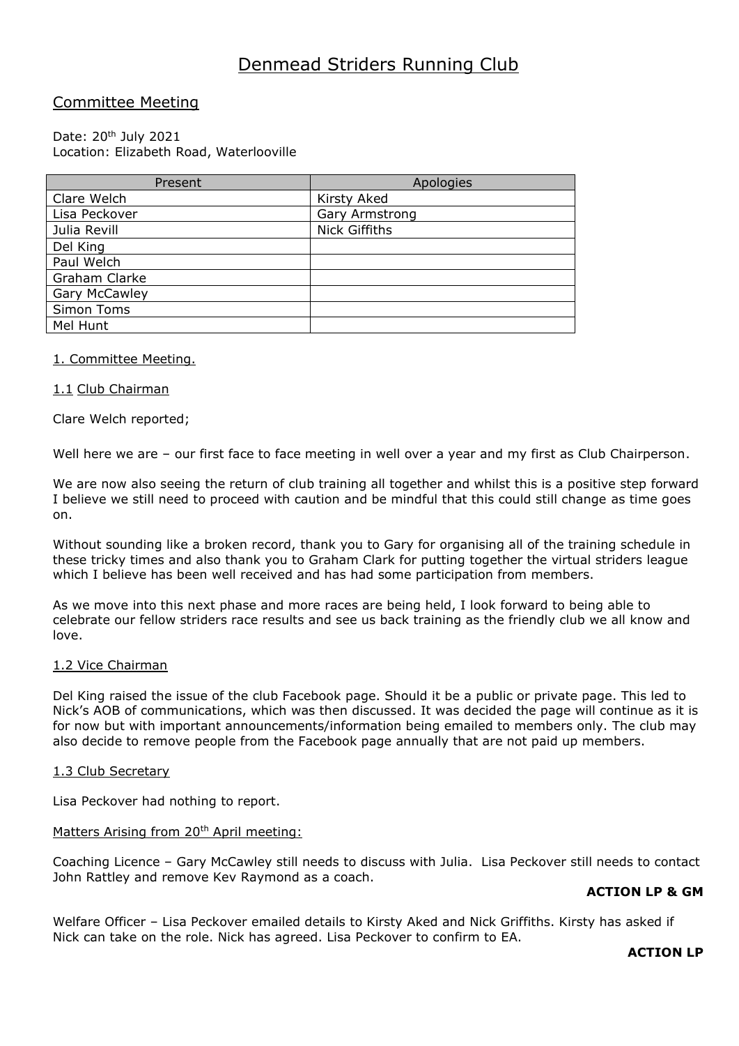# Denmead Striders Running Club

## Committee Meeting

Date: 20th July 2021
Location: Elizabeth Road, Waterlooville

| Present | Apologies |
|---|---|
| Clare Welch | Kirsty Aked |
| Lisa Peckover | Gary Armstrong |
| Julia Revill | Nick Giffiths |
| Del King | |
| Paul Welch | |
| Graham Clarke | |
| Gary McCawley | |
| Simon Toms | |
| Mel Hunt | |

### 1. Committee Meeting.

#### 1.1 Club Chairman

Clare Welch reported;

Well here we are – our first face to face meeting in well over a year and my first as Club Chairperson.

We are now also seeing the return of club training all together and whilst this is a positive step forward I believe we still need to proceed with caution and be mindful that this could still change as time goes on.

Without sounding like a broken record, thank you to Gary for organising all of the training schedule in these tricky times and also thank you to Graham Clark for putting together the virtual striders league which I believe has been well received and has had some participation from members.

As we move into this next phase and more races are being held, I look forward to being able to celebrate our fellow striders race results and see us back training as the friendly club we all know and love.

#### 1.2 Vice Chairman

Del King raised the issue of the club Facebook page. Should it be a public or private page. This led to Nick's AOB of communications, which was then discussed. It was decided the page will continue as it is for now but with important announcements/information being emailed to members only. The club may also decide to remove people from the Facebook page annually that are not paid up members.

#### 1.3 Club Secretary

Lisa Peckover had nothing to report.

Matters Arising from 20th April meeting:

Coaching Licence – Gary McCawley still needs to discuss with Julia. Lisa Peckover still needs to contact John Rattley and remove Kev Raymond as a coach.

**ACTION LP & GM**

Welfare Officer – Lisa Peckover emailed details to Kirsty Aked and Nick Griffiths. Kirsty has asked if Nick can take on the role. Nick has agreed. Lisa Peckover to confirm to EA.

**ACTION LP**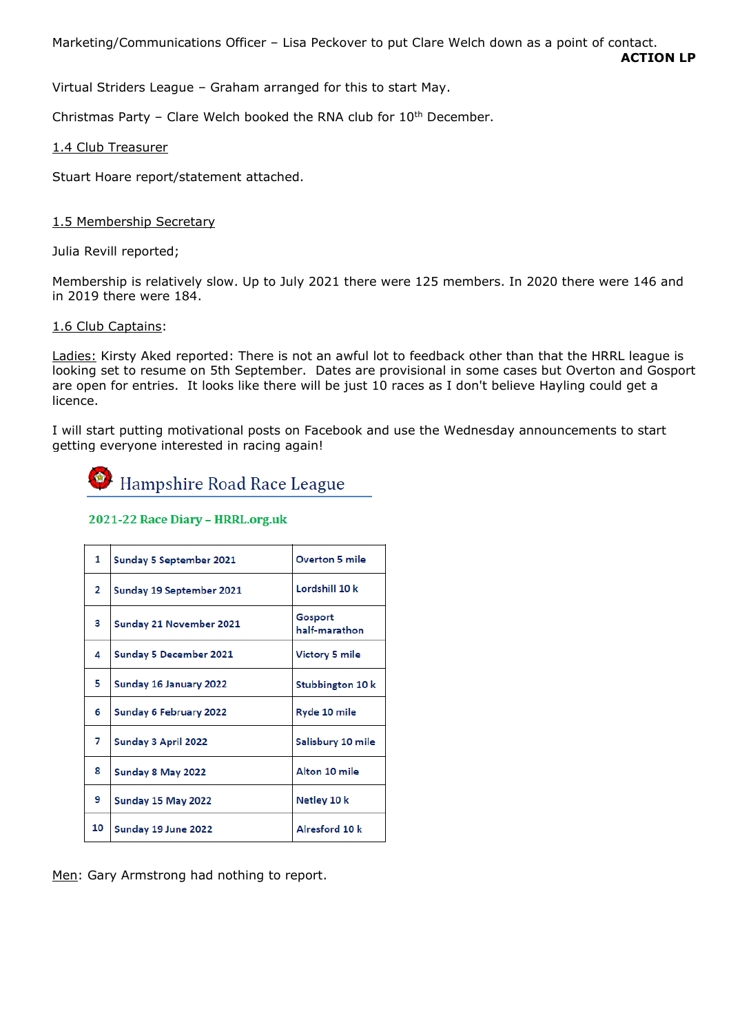Marketing/Communications Officer – Lisa Peckover to put Clare Welch down as a point of contact.
**ACTION LP**

Virtual Striders League – Graham arranged for this to start May.

Christmas Party – Clare Welch booked the RNA club for 10th December.

1.4 Club Treasurer

Stuart Hoare report/statement attached.

1.5 Membership Secretary

Julia Revill reported;

Membership is relatively slow. Up to July 2021 there were 125 members. In 2020 there were 146 and in 2019 there were 184.

1.6 Club Captains:

Ladies: Kirsty Aked reported: There is not an awful lot to feedback other than that the HRRL league is looking set to resume on 5th September. Dates are provisional in some cases but Overton and Gosport are open for entries. It looks like there will be just 10 races as I don't believe Hayling could get a licence.

I will start putting motivational posts on Facebook and use the Wednesday announcements to start getting everyone interested in racing again!

Hampshire Road Race League

**2021-22 Race Diary – HRRL.org.uk**

| | | |
|---|---|---|
| 1 | Sunday 5 September 2021 | Overton 5 mile |
| 2 | Sunday 19 September 2021 | Lordshill 10 k |
| 3 | Sunday 21 November 2021 | Gosport half-marathon |
| 4 | Sunday 5 December 2021 | Victory 5 mile |
| 5 | Sunday 16 January 2022 | Stubbington 10 k |
| 6 | Sunday 6 February 2022 | Ryde 10 mile |
| 7 | Sunday 3 April 2022 | Salisbury 10 mile |
| 8 | Sunday 8 May 2022 | Alton 10 mile |
| 9 | Sunday 15 May 2022 | Netley 10 k |
| 10 | Sunday 19 June 2022 | Alresford 10 k |

Men: Gary Armstrong had nothing to report.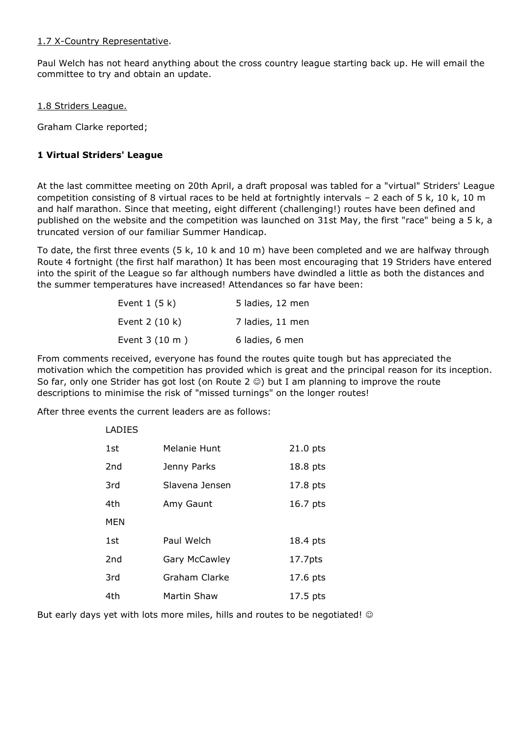1.7 X-Country Representative.

Paul Welch has not heard anything about the cross country league starting back up. He will email the committee to try and obtain an update.

1.8 Striders League.

Graham Clarke reported;

**1 Virtual Striders' League**

At the last committee meeting on 20th April, a draft proposal was tabled for a "virtual" Striders' League competition consisting of 8 virtual races to be held at fortnightly intervals – 2 each of 5 k, 10 k, 10 m and half marathon. Since that meeting, eight different (challenging!) routes have been defined and published on the website and the competition was launched on 31st May, the first "race" being a 5 k, a truncated version of our familiar Summer Handicap.

To date, the first three events (5 k, 10 k and 10 m) have been completed and we are halfway through Route 4 fortnight (the first half marathon) It has been most encouraging that 19 Striders have entered into the spirit of the League so far although numbers have dwindled a little as both the distances and the summer temperatures have increased! Attendances so far have been:

| | |
|---|---|
| Event 1 (5 k) | 5 ladies, 12 men |
| Event 2 (10 k) | 7 ladies, 11 men |
| Event 3 (10 m ) | 6 ladies, 6 men |

From comments received, everyone has found the routes quite tough but has appreciated the motivation which the competition has provided which is great and the principal reason for its inception. So far, only one Strider has got lost (on Route 2 ☺) but I am planning to improve the route descriptions to minimise the risk of "missed turnings" on the longer routes!

After three events the current leaders are as follows:

| | | |
|---|---|---|
| LADIES | | |
| 1st | Melanie Hunt | 21.0 pts |
| 2nd | Jenny Parks | 18.8 pts |
| 3rd | Slavena Jensen | 17.8 pts |
| 4th | Amy Gaunt | 16.7 pts |
| MEN | | |
| 1st | Paul Welch | 18.4 pts |
| 2nd | Gary McCawley | 17.7pts |
| 3rd | Graham Clarke | 17.6 pts |
| 4th | Martin Shaw | 17.5 pts |

But early days yet with lots more miles, hills and routes to be negotiated! ☺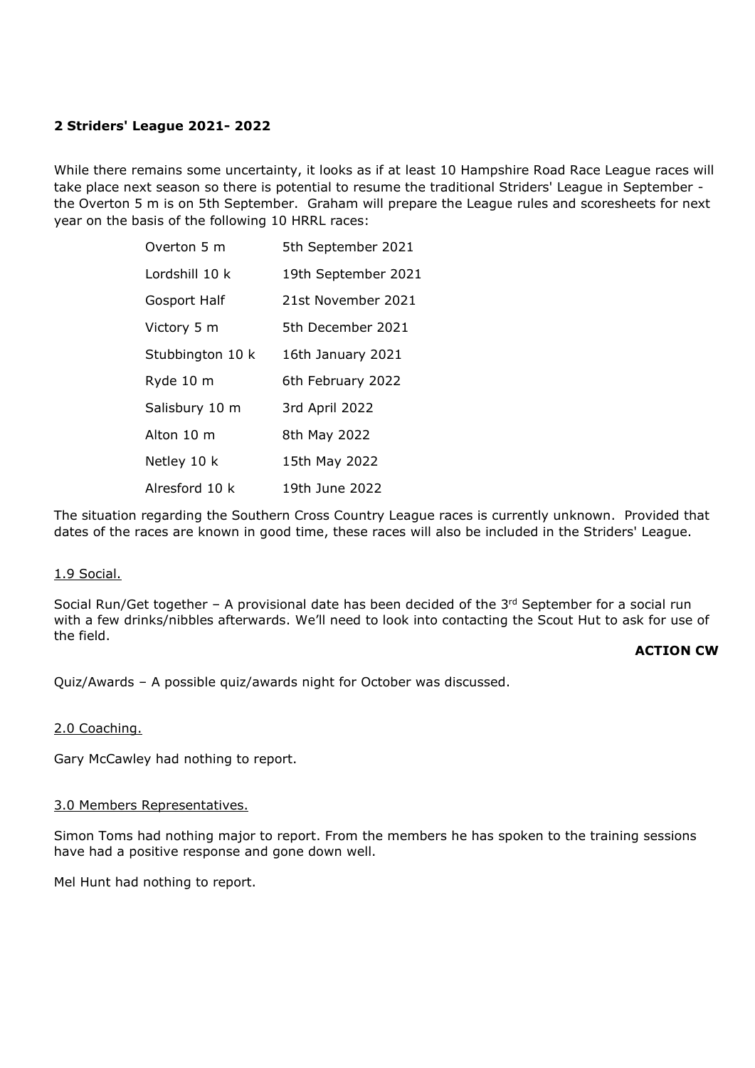**2 Striders' League 2021- 2022**

While there remains some uncertainty, it looks as if at least 10 Hampshire Road Race League races will take place next season so there is potential to resume the traditional Striders' League in September - the Overton 5 m is on 5th September. Graham will prepare the League rules and scoresheets for next year on the basis of the following 10 HRRL races:

| | |
|---|---|
| Overton 5 m | 5th September 2021 |
| Lordshill 10 k | 19th September 2021 |
| Gosport Half | 21st November 2021 |
| Victory 5 m | 5th December 2021 |
| Stubbington 10 k | 16th January 2021 |
| Ryde 10 m | 6th February 2022 |
| Salisbury 10 m | 3rd April 2022 |
| Alton 10 m | 8th May 2022 |
| Netley 10 k | 15th May 2022 |
| Alresford 10 k | 19th June 2022 |

The situation regarding the Southern Cross Country League races is currently unknown. Provided that dates of the races are known in good time, these races will also be included in the Striders' League.

1.9 Social.

Social Run/Get together – A provisional date has been decided of the 3rd September for a social run with a few drinks/nibbles afterwards. We'll need to look into contacting the Scout Hut to ask for use of the field.

**ACTION CW**

Quiz/Awards – A possible quiz/awards night for October was discussed.

2.0 Coaching.

Gary McCawley had nothing to report.

3.0 Members Representatives.

Simon Toms had nothing major to report. From the members he has spoken to the training sessions have had a positive response and gone down well.

Mel Hunt had nothing to report.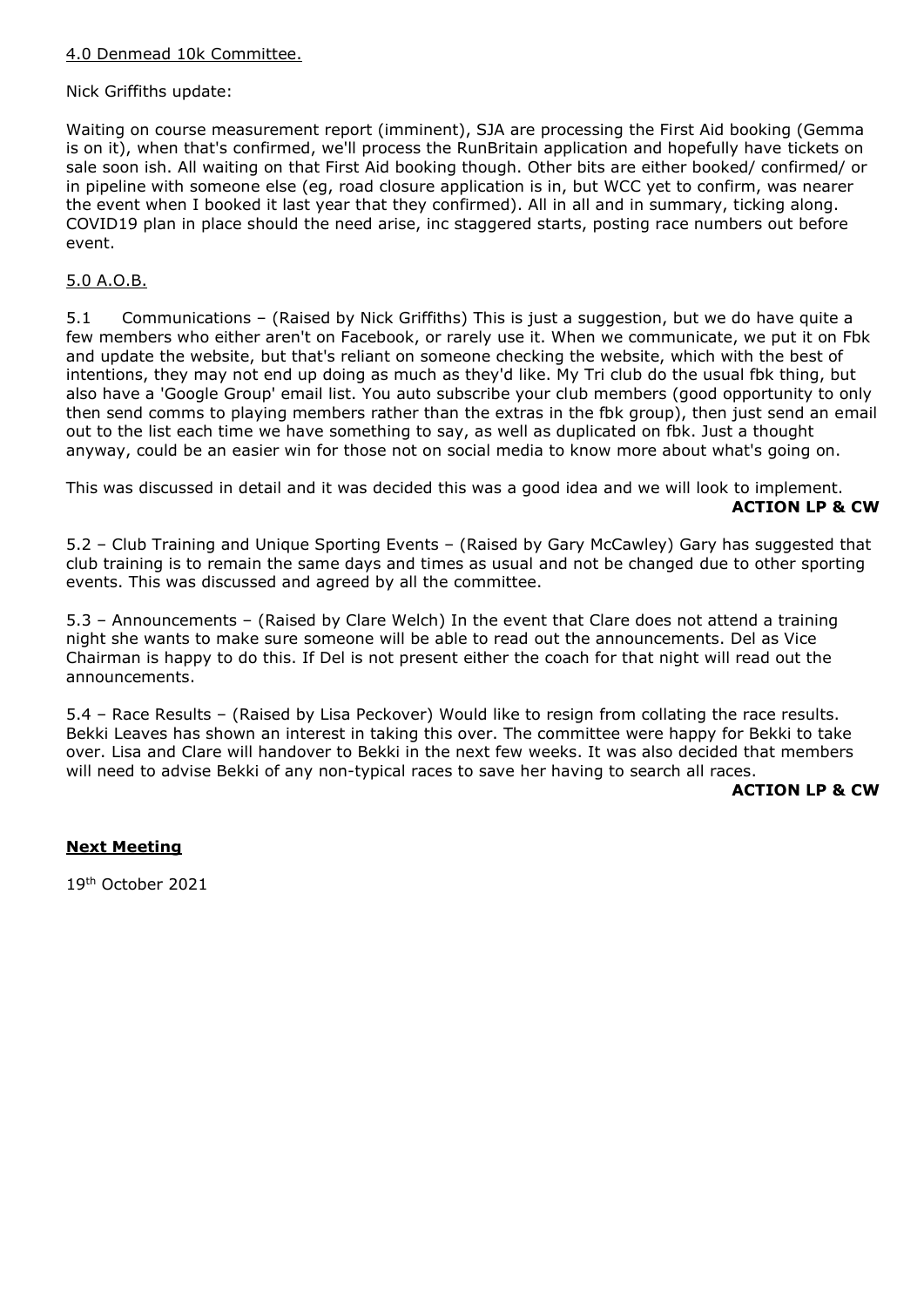## 4.0 Denmead 10k Committee.

Nick Griffiths update:

Waiting on course measurement report (imminent), SJA are processing the First Aid booking (Gemma is on it), when that's confirmed, we'll process the RunBritain application and hopefully have tickets on sale soon ish. All waiting on that First Aid booking though. Other bits are either booked/ confirmed/ or in pipeline with someone else (eg, road closure application is in, but WCC yet to confirm, was nearer the event when I booked it last year that they confirmed). All in all and in summary, ticking along. COVID19 plan in place should the need arise, inc staggered starts, posting race numbers out before event.

## 5.0 A.O.B.

5.1 Communications – (Raised by Nick Griffiths) This is just a suggestion, but we do have quite a few members who either aren't on Facebook, or rarely use it. When we communicate, we put it on Fbk and update the website, but that's reliant on someone checking the website, which with the best of intentions, they may not end up doing as much as they'd like. My Tri club do the usual fbk thing, but also have a 'Google Group' email list. You auto subscribe your club members (good opportunity to only then send comms to playing members rather than the extras in the fbk group), then just send an email out to the list each time we have something to say, as well as duplicated on fbk. Just a thought anyway, could be an easier win for those not on social media to know more about what's going on.

This was discussed in detail and it was decided this was a good idea and we will look to implement.

**ACTION LP & CW**

5.2 – Club Training and Unique Sporting Events – (Raised by Gary McCawley) Gary has suggested that club training is to remain the same days and times as usual and not be changed due to other sporting events. This was discussed and agreed by all the committee.

5.3 – Announcements – (Raised by Clare Welch) In the event that Clare does not attend a training night she wants to make sure someone will be able to read out the announcements. Del as Vice Chairman is happy to do this. If Del is not present either the coach for that night will read out the announcements.

5.4 – Race Results – (Raised by Lisa Peckover) Would like to resign from collating the race results. Bekki Leaves has shown an interest in taking this over. The committee were happy for Bekki to take over. Lisa and Clare will handover to Bekki in the next few weeks. It was also decided that members will need to advise Bekki of any non-typical races to save her having to search all races.

**ACTION LP & CW**

## Next Meeting

19th October 2021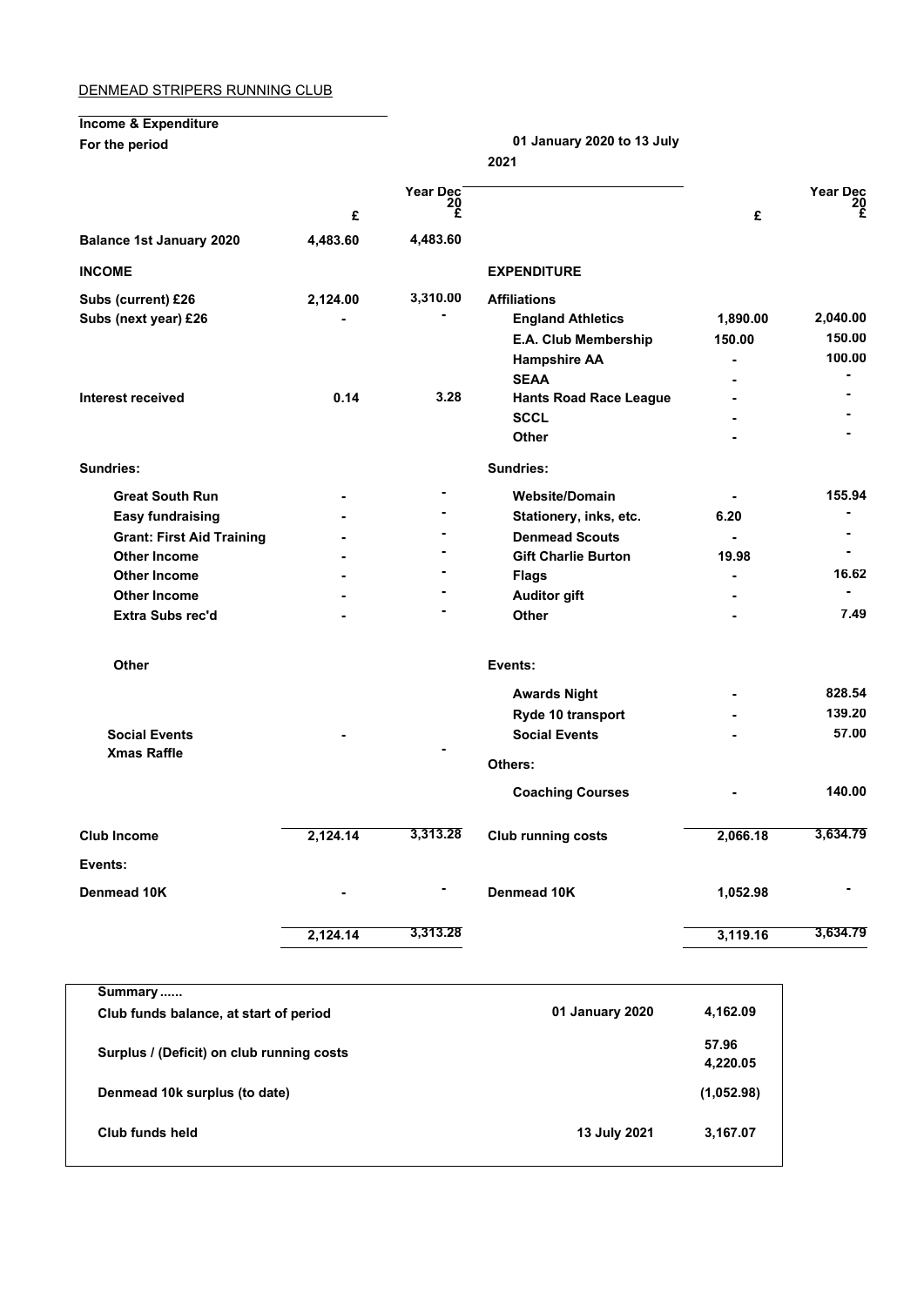DENMEAD STRIPERS RUNNING CLUB

**Income & Expenditure**

**For the period** 01 January 2020 to 13 July 2021

| | £ | Year Dec 20 £ | | £ | Year Dec 20 £ |
|---|---|---|---|---|---|
| **Balance 1st January 2020** | 4,483.60 | 4,483.60 | | | |
| **INCOME** | | | **EXPENDITURE** | | |
| **Subs (current) £26** | 2,124.00 | 3,310.00 | **Affiliations** | | |
| **Subs (next year) £26** | - | - | England Athletics | 1,890.00 | 2,040.00 |
| | | | E.A. Club Membership | 150.00 | 150.00 |
| | | | Hampshire AA | - | 100.00 |
| | | | SEAA | - | - |
| **Interest received** | 0.14 | 3.28 | Hants Road Race League | - | - |
| | | | SCCL | - | - |
| | | | Other | - | - |
| **Sundries:** | | | **Sundries:** | | |
| Great South Run | - | - | Website/Domain | - | 155.94 |
| Easy fundraising | - | - | Stationery, inks, etc. | 6.20 | - |
| Grant: First Aid Training | - | - | Denmead Scouts | - | - |
| Other Income | - | - | Gift Charlie Burton | 19.98 | - |
| Other Income | - | - | Flags | - | 16.62 |
| Other Income | - | - | Auditor gift | - | - |
| Extra Subs rec'd | - | - | Other | - | 7.49 |
| Other | | | **Events:** | | |
| | | | Awards Night | - | 828.54 |
| | | | Ryde 10 transport | - | 139.20 |
| Social Events | - | | Social Events | - | 57.00 |
| Xmas Raffle | | - | **Others:** | | |
| | | | Coaching Courses | - | 140.00 |
| **Club Income** | 2,124.14 | 3,313.28 | **Club running costs** | 2,066.18 | 3,634.79 |
| **Events:** | | | | | |
| **Denmead 10K** | - | - | **Denmead 10K** | 1,052.98 | - |
| | 2,124.14 | 3,313.28 | | 3,119.16 | 3,634.79 |

**Summary ......**

| | | |
|---|---|---|
| Club funds balance, at start of period | 01 January 2020 | 4,162.09 |
| Surplus / (Deficit) on club running costs | | 57.96 |
| | | 4,220.05 |
| Denmead 10k surplus (to date) | | (1,052.98) |
| Club funds held | 13 July 2021 | 3,167.07 |